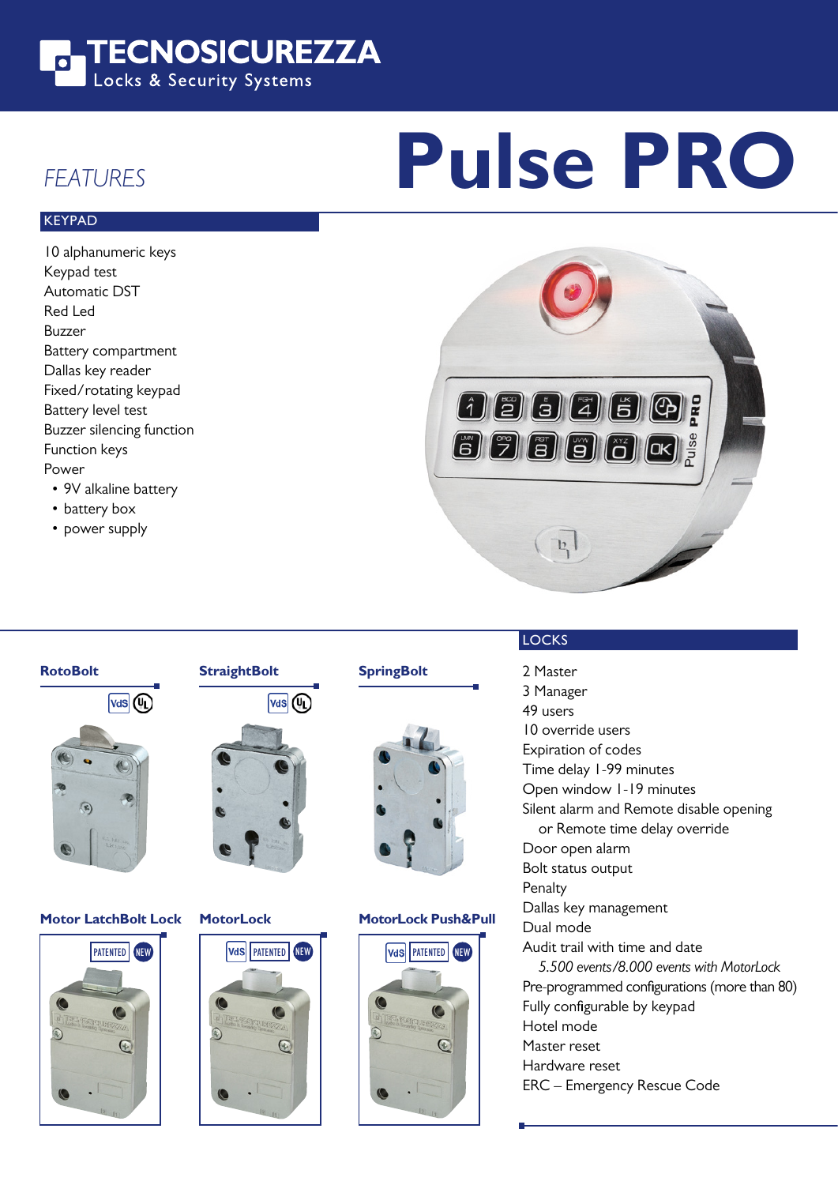# TECNOSICUREZZA

Locks & Security Systems

# Pulse PRO

## FEATURES

### KEYPAD

10 alphanumeric keys
Keypad test
Automatic DST
Red Led
Buzzer
Battery compartment
Dallas key reader
Fixed/rotating keypad
Battery level test
Buzzer silencing function
Function keys
Power

- 9V alkaline battery
- battery box
- power supply

### RotoBolt

VdS UL

### StraightBolt

VdS UL

### SpringBolt

### Motor LatchBolt Lock

PATENTED NEW

### MotorLock

VdS PATENTED NEW

### MotorLock Push&Pull

VdS PATENTED NEW

### LOCKS

2 Master
3 Manager
49 users
10 override users
Expiration of codes
Time delay 1-99 minutes
Open window 1-19 minutes
Silent alarm and Remote disable opening
or Remote time delay override
Door open alarm
Bolt status output
Penalty
Dallas key management
Dual mode
Audit trail with time and date
*5.500 events/8.000 events with MotorLock*
Pre-programmed configurations (more than 80)
Fully configurable by keypad
Hotel mode
Master reset
Hardware reset
ERC – Emergency Rescue Code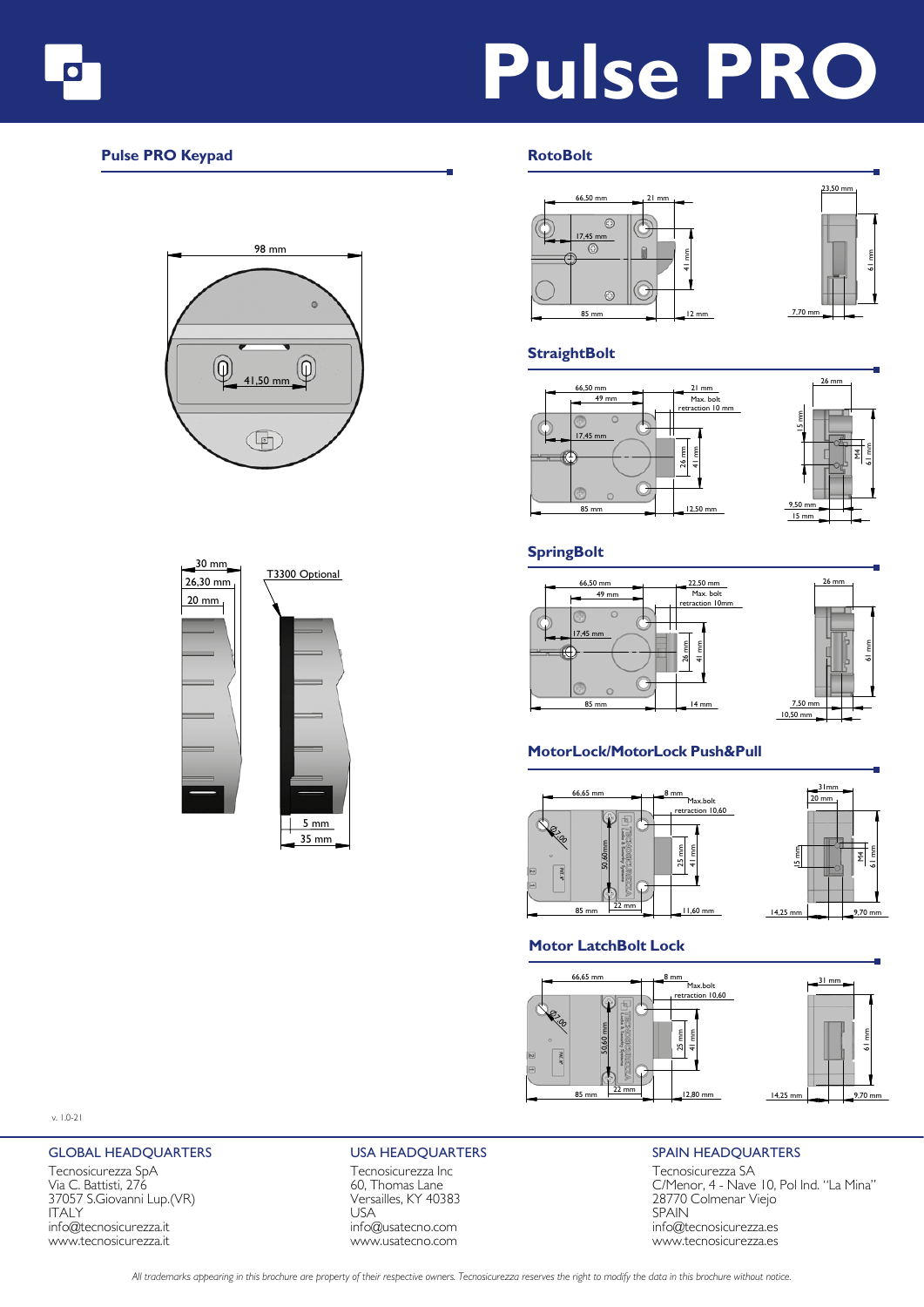# Pulse PRO

## Pulse PRO Keypad

98 mm

41,50 mm

30 mm

26,30 mm

20 mm

T3300 Optional

5 mm

35 mm

## RotoBolt

66,50 mm

21 mm

17,45 mm

41 mm

85 mm

12 mm

23,50 mm

61 mm

7,70 mm

## StraightBolt

66,50 mm

49 mm

21 mm

Max. bolt retraction 10 mm

17,45 mm

26 mm

41 mm

85 mm

12,50 mm

26 mm

15 mm

M4

61 mm

9,50 mm

15 mm

## SpringBolt

66,50 mm

49 mm

22,50 mm

Max. bolt retraction 10mm

17,45 mm

26 mm

41 mm

85 mm

14 mm

26 mm

61 mm

7,50 mm

10,50 mm

## MotorLock/MotorLock Push&Pull

66,65 mm

8 mm

Max.bolt retraction 10,60

Ø7,00

50,60mm

25 mm

41 mm

85 mm

22 mm

11,60 mm

31mm

20 mm

15 mm

M4

61 mm

14,25 mm

9,70 mm

## Motor LatchBolt Lock

66,65 mm

8 mm

Max.bolt retraction 10,60

Ø7,00

50,60 mm

25 mm

41 mm

85 mm

22 mm

12,80 mm

31 mm

61 mm

14,25 mm

9,70 mm

v. 1.0-21

**GLOBAL HEADQUARTERS**
Tecnosicurezza SpA
Via C. Battisti, 276
37057 S.Giovanni Lup.(VR)
ITALY
info@tecnosicurezza.it
www.tecnosicurezza.it

**USA HEADQUARTERS**
Tecnosicurezza Inc
60, Thomas Lane
Versailles, KY 40383
USA
info@usatecno.com
www.usatecno.com

**SPAIN HEADQUARTERS**
Tecnosicurezza SA
C/Menor, 4 - Nave 10, Pol Ind. "La Mina"
28770 Colmenar Viejo
SPAIN
info@tecnosicurezza.es
www.tecnosicurezza.es

*All trademarks appearing in this brochure are property of their respective owners. Tecnosicurezza reserves the right to modify the data in this brochure without notice.*